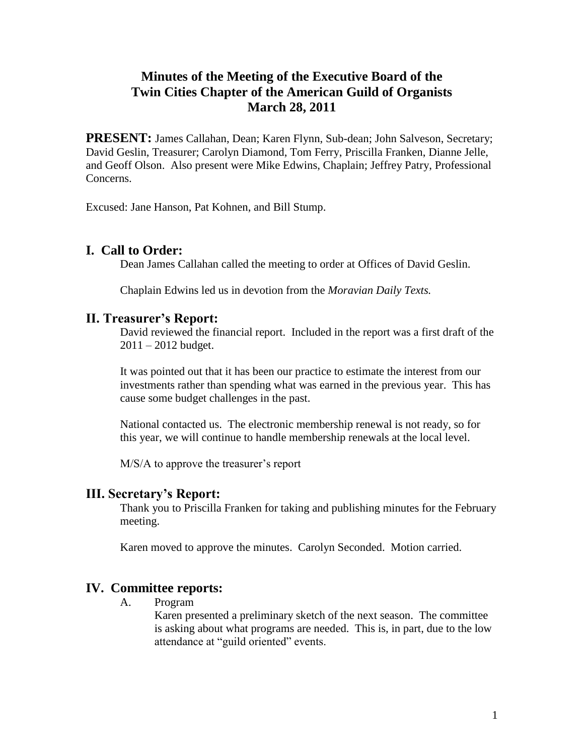# Minutes of the Meeting of the Executive Board of the Twin Cities Chapter of the American Guild of Organists March 28, 2011

**PRESENT:** James Callahan, Dean; Karen Flynn, Sub-dean; John Salveson, Secretary; David Geslin, Treasurer; Carolyn Diamond, Tom Ferry, Priscilla Franken, Dianne Jelle, and Geoff Olson. Also present were Mike Edwins, Chaplain; Jeffrey Patry, Professional Concerns.

Excused: Jane Hanson, Pat Kohnen, and Bill Stump.

## I. Call to Order:

Dean James Callahan called the meeting to order at Offices of David Geslin.

Chaplain Edwins led us in devotion from the *Moravian Daily Texts.*

## II. Treasurer's Report:

David reviewed the financial report. Included in the report was a first draft of the 2011 – 2012 budget.

It was pointed out that it has been our practice to estimate the interest from our investments rather than spending what was earned in the previous year. This has cause some budget challenges in the past.

National contacted us. The electronic membership renewal is not ready, so for this year, we will continue to handle membership renewals at the local level.

M/S/A to approve the treasurer's report

## III. Secretary's Report:

Thank you to Priscilla Franken for taking and publishing minutes for the February meeting.

Karen moved to approve the minutes. Carolyn Seconded. Motion carried.

## IV. Committee reports:

A. Program

Karen presented a preliminary sketch of the next season. The committee is asking about what programs are needed. This is, in part, due to the low attendance at "guild oriented" events.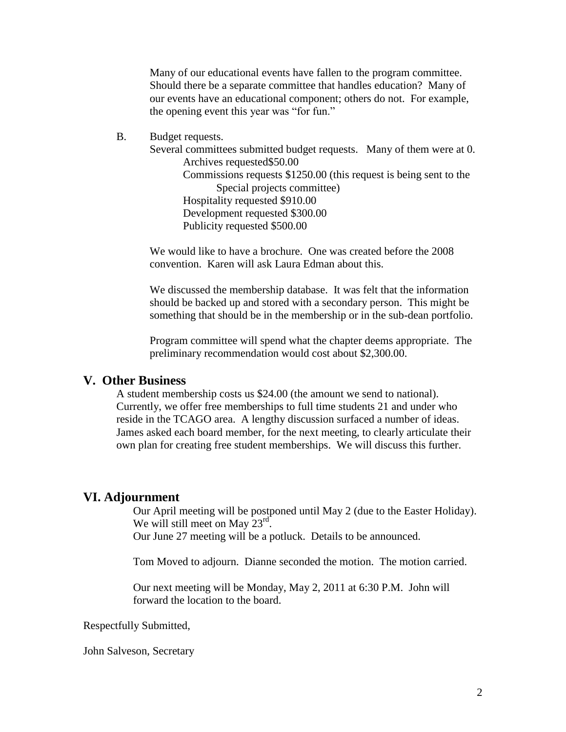Many of our educational events have fallen to the program committee. Should there be a separate committee that handles education? Many of our events have an educational component; others do not. For example, the opening event this year was "for fun."

B. Budget requests.

Several committees submitted budget requests. Many of them were at 0.

- Archives requested$50.00
- Commissions requests $1250.00 (this request is being sent to the Special projects committee)
- Hospitality requested $910.00
- Development requested $300.00
- Publicity requested $500.00

We would like to have a brochure. One was created before the 2008 convention. Karen will ask Laura Edman about this.

We discussed the membership database. It was felt that the information should be backed up and stored with a secondary person. This might be something that should be in the membership or in the sub-dean portfolio.

Program committee will spend what the chapter deems appropriate. The preliminary recommendation would cost about $2,300.00.

## V. Other Business

A student membership costs us $24.00 (the amount we send to national). Currently, we offer free memberships to full time students 21 and under who reside in the TCAGO area. A lengthy discussion surfaced a number of ideas. James asked each board member, for the next meeting, to clearly articulate their own plan for creating free student memberships. We will discuss this further.

## VI. Adjournment

Our April meeting will be postponed until May 2 (due to the Easter Holiday). We will still meet on May 23rd.
Our June 27 meeting will be a potluck. Details to be announced.

Tom Moved to adjourn. Dianne seconded the motion. The motion carried.

Our next meeting will be Monday, May 2, 2011 at 6:30 P.M. John will forward the location to the board.

Respectfully Submitted,

John Salveson, Secretary